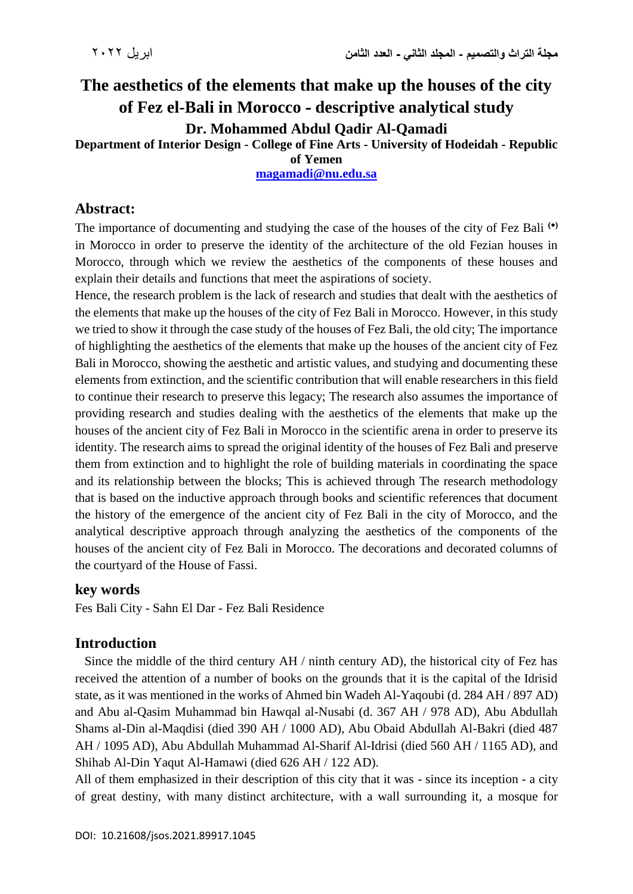# The aesthetics of the elements that make up the houses of the city of Fez el-Bali in Morocco - descriptive analytical study

**Dr. Mohammed Abdul Qadir Al-Qamadi**

**Department of Interior Design - College of Fine Arts - University of Hodeidah - Republic of Yemen**

**magamadi@nu.edu.sa**

## Abstract:

The importance of documenting and studying the case of the houses of the city of Fez Bali [(*)] in Morocco in order to preserve the identity of the architecture of the old Fezian houses in Morocco, through which we review the aesthetics of the components of these houses and explain their details and functions that meet the aspirations of society.

Hence, the research problem is the lack of research and studies that dealt with the aesthetics of the elements that make up the houses of the city of Fez Bali in Morocco. However, in this study we tried to show it through the case study of the houses of Fez Bali, the old city; The importance of highlighting the aesthetics of the elements that make up the houses of the ancient city of Fez Bali in Morocco, showing the aesthetic and artistic values, and studying and documenting these elements from extinction, and the scientific contribution that will enable researchers in this field to continue their research to preserve this legacy; The research also assumes the importance of providing research and studies dealing with the aesthetics of the elements that make up the houses of the ancient city of Fez Bali in Morocco in the scientific arena in order to preserve its identity. The research aims to spread the original identity of the houses of Fez Bali and preserve them from extinction and to highlight the role of building materials in coordinating the space and its relationship between the blocks; This is achieved through The research methodology that is based on the inductive approach through books and scientific references that document the history of the emergence of the ancient city of Fez Bali in the city of Morocco, and the analytical descriptive approach through analyzing the aesthetics of the components of the houses of the ancient city of Fez Bali in Morocco. The decorations and decorated columns of the courtyard of the House of Fassi.

## key words

Fes Bali City - Sahn El Dar - Fez Bali Residence

## Introduction

Since the middle of the third century AH / ninth century AD), the historical city of Fez has received the attention of a number of books on the grounds that it is the capital of the Idrisid state, as it was mentioned in the works of Ahmed bin Wadeh Al-Yaqoubi (d. 284 AH / 897 AD) and Abu al-Qasim Muhammad bin Hawqal al-Nusabi (d. 367 AH / 978 AD), Abu Abdullah Shams al-Din al-Maqdisi (died 390 AH / 1000 AD), Abu Obaid Abdullah Al-Bakri (died 487 AH / 1095 AD), Abu Abdullah Muhammad Al-Sharif Al-Idrisi (died 560 AH / 1165 AD), and Shihab Al-Din Yaqut Al-Hamawi (died 626 AH / 122 AD).

All of them emphasized in their description of this city that it was - since its inception - a city of great destiny, with many distinct architecture, with a wall surrounding it, a mosque for

DOI: 10.21608/jsos.2021.89917.1045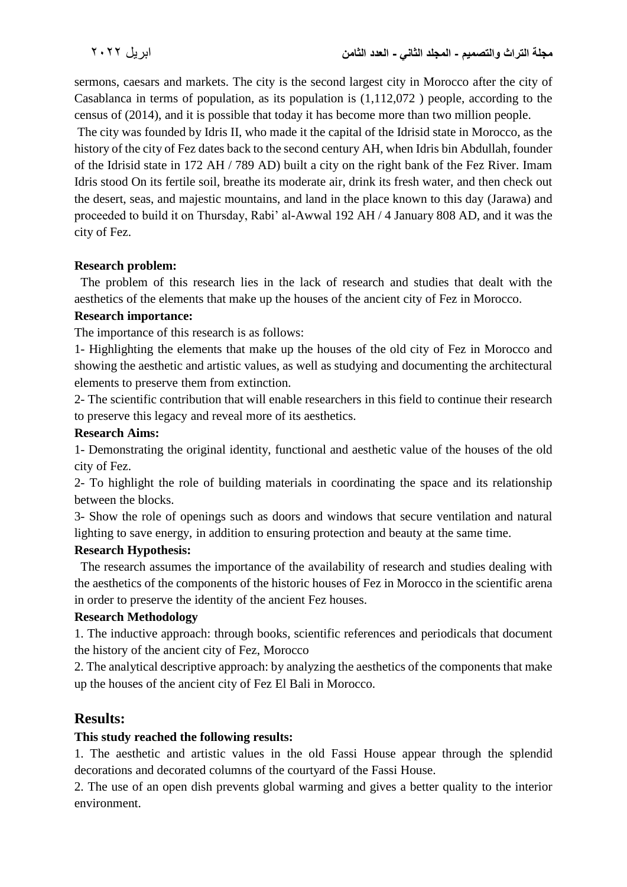sermons, caesars and markets. The city is the second largest city in Morocco after the city of Casablanca in terms of population, as its population is (1,112,072 ) people, according to the census of (2014), and it is possible that today it has become more than two million people.

The city was founded by Idris II, who made it the capital of the Idrisid state in Morocco, as the history of the city of Fez dates back to the second century AH, when Idris bin Abdullah, founder of the Idrisid state in 172 AH / 789 AD) built a city on the right bank of the Fez River. Imam Idris stood On its fertile soil, breathe its moderate air, drink its fresh water, and then check out the desert, seas, and majestic mountains, and land in the place known to this day (Jarawa) and proceeded to build it on Thursday, Rabi' al-Awwal 192 AH / 4 January 808 AD, and it was the city of Fez.

**Research problem:**

The problem of this research lies in the lack of research and studies that dealt with the aesthetics of the elements that make up the houses of the ancient city of Fez in Morocco.

**Research importance:**

The importance of this research is as follows:

1- Highlighting the elements that make up the houses of the old city of Fez in Morocco and showing the aesthetic and artistic values, as well as studying and documenting the architectural elements to preserve them from extinction.

2- The scientific contribution that will enable researchers in this field to continue their research to preserve this legacy and reveal more of its aesthetics.

**Research Aims:**

1- Demonstrating the original identity, functional and aesthetic value of the houses of the old city of Fez.

2- To highlight the role of building materials in coordinating the space and its relationship between the blocks.

3- Show the role of openings such as doors and windows that secure ventilation and natural lighting to save energy, in addition to ensuring protection and beauty at the same time.

**Research Hypothesis:**

The research assumes the importance of the availability of research and studies dealing with the aesthetics of the components of the historic houses of Fez in Morocco in the scientific arena in order to preserve the identity of the ancient Fez houses.

**Research Methodology**

1. The inductive approach: through books, scientific references and periodicals that document the history of the ancient city of Fez, Morocco

2. The analytical descriptive approach: by analyzing the aesthetics of the components that make up the houses of the ancient city of Fez El Bali in Morocco.

## Results:

**This study reached the following results:**

1. The aesthetic and artistic values in the old Fassi House appear through the splendid decorations and decorated columns of the courtyard of the Fassi House.

2. The use of an open dish prevents global warming and gives a better quality to the interior environment.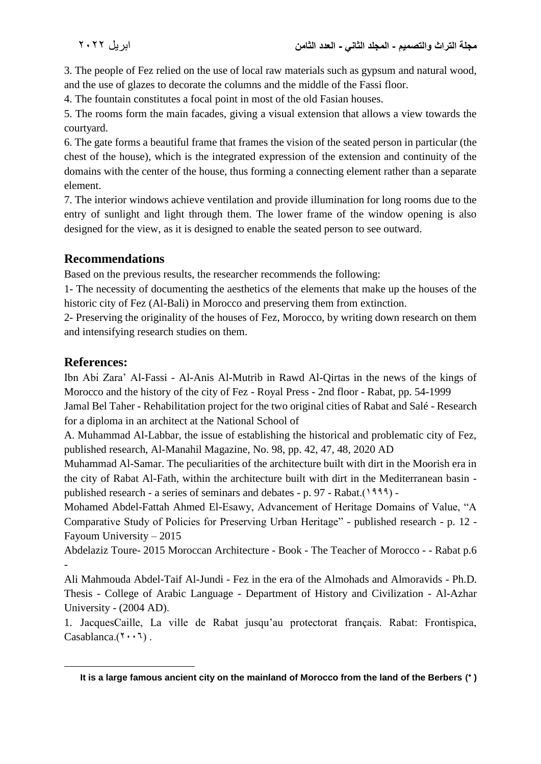3. The people of Fez relied on the use of local raw materials such as gypsum and natural wood, and the use of glazes to decorate the columns and the middle of the Fassi floor.

4. The fountain constitutes a focal point in most of the old Fasian houses.

5. The rooms form the main facades, giving a visual extension that allows a view towards the courtyard.

6. The gate forms a beautiful frame that frames the vision of the seated person in particular (the chest of the house), which is the integrated expression of the extension and continuity of the domains with the center of the house, thus forming a connecting element rather than a separate element.

7. The interior windows achieve ventilation and provide illumination for long rooms due to the entry of sunlight and light through them. The lower frame of the window opening is also designed for the view, as it is designed to enable the seated person to see outward.

## Recommendations

Based on the previous results, the researcher recommends the following:

1- The necessity of documenting the aesthetics of the elements that make up the houses of the historic city of Fez (Al-Bali) in Morocco and preserving them from extinction.

2- Preserving the originality of the houses of Fez, Morocco, by writing down research on them and intensifying research studies on them.

## References:

Ibn Abi Zara' Al-Fassi - Al-Anis Al-Mutrib in Rawd Al-Qirtas in the news of the kings of Morocco and the history of the city of Fez - Royal Press - 2nd floor - Rabat, pp. 54-1999

Jamal Bel Taher - Rehabilitation project for the two original cities of Rabat and Salé - Research for a diploma in an architect at the National School of

A. Muhammad Al-Labbar, the issue of establishing the historical and problematic city of Fez, published research, Al-Manahil Magazine, No. 98, pp. 42, 47, 48, 2020 AD

Muhammad Al-Samar. The peculiarities of the architecture built with dirt in the Moorish era in the city of Rabat Al-Fath, within the architecture built with dirt in the Mediterranean basin - published research - a series of seminars and debates - p. 97 - Rabat.(١٩٩٩) -

Mohamed Abdel-Fattah Ahmed El-Esawy, Advancement of Heritage Domains of Value, "A Comparative Study of Policies for Preserving Urban Heritage" - published research - p. 12 - Fayoum University – 2015

Abdelaziz Toure- 2015 Moroccan Architecture - Book - The Teacher of Morocco - - Rabat p.6 -

Ali Mahmouda Abdel-Taif Al-Jundi - Fez in the era of the Almohads and Almoravids - Ph.D. Thesis - College of Arabic Language - Department of History and Civilization - Al-Azhar University - (2004 AD).

1. JacquesCaille, La ville de Rabat jusqu'au protectorat français. Rabat: Frontispica, Casablanca.(٢٠٠٦) .

---

**It is a large famous ancient city on the mainland of Morocco from the land of the Berbers (\*)**